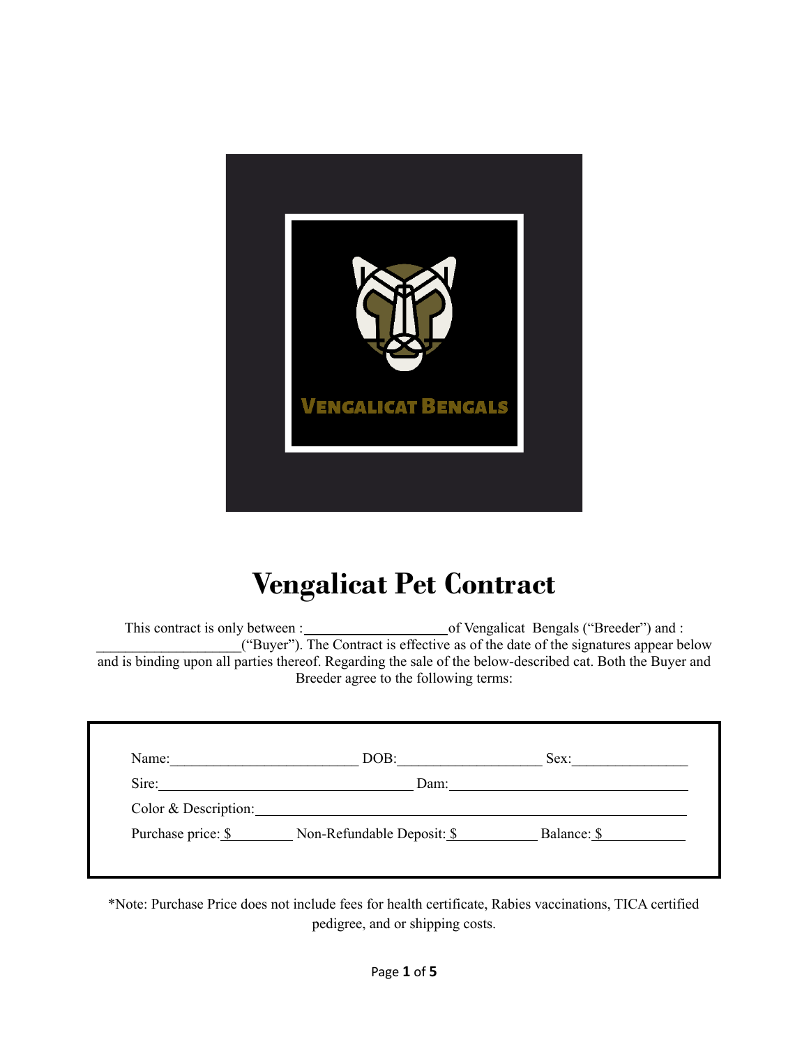# Vengalicat Pet Contract

This contract is only between :\_\_\_\_\_\_\_\_\_\_\_\_\_\_\_\_\_\_\_\_ of Vengalicat Bengals ("Breeder") and : \_\_\_\_\_\_\_\_\_\_\_\_\_\_\_\_\_\_\_\_("Buyer"). The Contract is effective as of the date of the signatures appear below and is binding upon all parties thereof. Regarding the sale of the below-described cat. Both the Buyer and Breeder agree to the following terms:

Name:\_\_\_\_\_\_\_\_\_\_\_\_\_\_\_\_\_\_\_\_\_\_\_\_\_\_ DOB:\_\_\_\_\_\_\_\_\_\_\_\_\_\_\_\_\_\_\_\_ Sex:\_\_\_\_\_\_\_\_\_\_\_\_\_\_\_\_

Sire:\_\_\_\_\_\_\_\_\_\_\_\_\_\_\_\_\_\_\_\_\_\_\_\_\_\_\_\_\_\_\_\_\_\_\_\_ Dam:\_\_\_\_\_\_\_\_\_\_\_\_\_\_\_\_\_\_\_\_\_\_\_\_\_\_\_\_\_\_\_\_\_\_

Color & Description:\_\_\_\_\_\_\_\_\_\_\_\_\_\_\_\_\_\_\_\_\_\_\_\_\_\_\_\_\_\_\_\_\_\_\_\_\_\_\_\_\_\_\_\_\_\_\_\_\_\_\_\_\_\_\_\_\_\_\_\_

Purchase price: $\_\_\_\_\_\_\_\_\_ Non-Refundable Deposit: $\_\_\_\_\_\_\_\_\_\_\_\_ Balance: $\_\_\_\_\_\_\_\_\_\_\_\_

*Note: Purchase Price does not include fees for health certificate, Rabies vaccinations, TICA certified pedigree, and or shipping costs.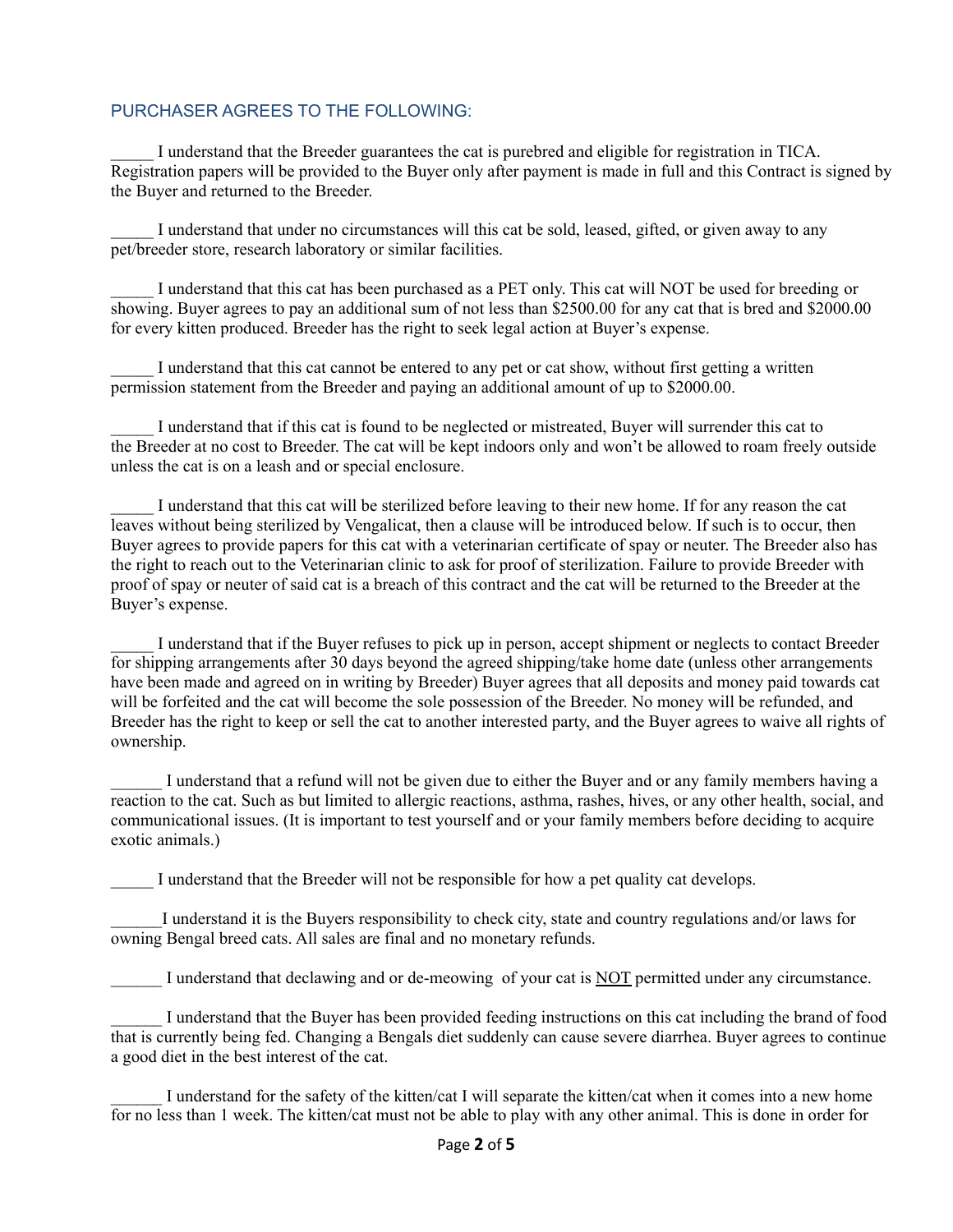## PURCHASER AGREES TO THE FOLLOWING:

_____ I understand that the Breeder guarantees the cat is purebred and eligible for registration in TICA. Registration papers will be provided to the Buyer only after payment is made in full and this Contract is signed by the Buyer and returned to the Breeder.

_____ I understand that under no circumstances will this cat be sold, leased, gifted, or given away to any pet/breeder store, research laboratory or similar facilities.

_____ I understand that this cat has been purchased as a PET only. This cat will NOT be used for breeding or showing. Buyer agrees to pay an additional sum of not less than $2500.00 for any cat that is bred and $2000.00 for every kitten produced. Breeder has the right to seek legal action at Buyer's expense.

_____ I understand that this cat cannot be entered to any pet or cat show, without first getting a written permission statement from the Breeder and paying an additional amount of up to $2000.00.

_____ I understand that if this cat is found to be neglected or mistreated, Buyer will surrender this cat to the Breeder at no cost to Breeder. The cat will be kept indoors only and won't be allowed to roam freely outside unless the cat is on a leash and or special enclosure.

_____ I understand that this cat will be sterilized before leaving to their new home. If for any reason the cat leaves without being sterilized by Vengalicat, then a clause will be introduced below. If such is to occur, then Buyer agrees to provide papers for this cat with a veterinarian certificate of spay or neuter. The Breeder also has the right to reach out to the Veterinarian clinic to ask for proof of sterilization. Failure to provide Breeder with proof of spay or neuter of said cat is a breach of this contract and the cat will be returned to the Breeder at the Buyer's expense.

_____ I understand that if the Buyer refuses to pick up in person, accept shipment or neglects to contact Breeder for shipping arrangements after 30 days beyond the agreed shipping/take home date (unless other arrangements have been made and agreed on in writing by Breeder) Buyer agrees that all deposits and money paid towards cat will be forfeited and the cat will become the sole possession of the Breeder. No money will be refunded, and Breeder has the right to keep or sell the cat to another interested party, and the Buyer agrees to waive all rights of ownership.

______ I understand that a refund will not be given due to either the Buyer and or any family members having a reaction to the cat. Such as but limited to allergic reactions, asthma, rashes, hives, or any other health, social, and communicational issues. (It is important to test yourself and or your family members before deciding to acquire exotic animals.)

_____ I understand that the Breeder will not be responsible for how a pet quality cat develops.

______I understand it is the Buyers responsibility to check city, state and country regulations and/or laws for owning Bengal breed cats. All sales are final and no monetary refunds.

______ I understand that declawing and or de-meowing of your cat is <u>NOT</u> permitted under any circumstance.

______ I understand that the Buyer has been provided feeding instructions on this cat including the brand of food that is currently being fed. Changing a Bengals diet suddenly can cause severe diarrhea. Buyer agrees to continue a good diet in the best interest of the cat.

______ I understand for the safety of the kitten/cat I will separate the kitten/cat when it comes into a new home for no less than 1 week. The kitten/cat must not be able to play with any other animal. This is done in order for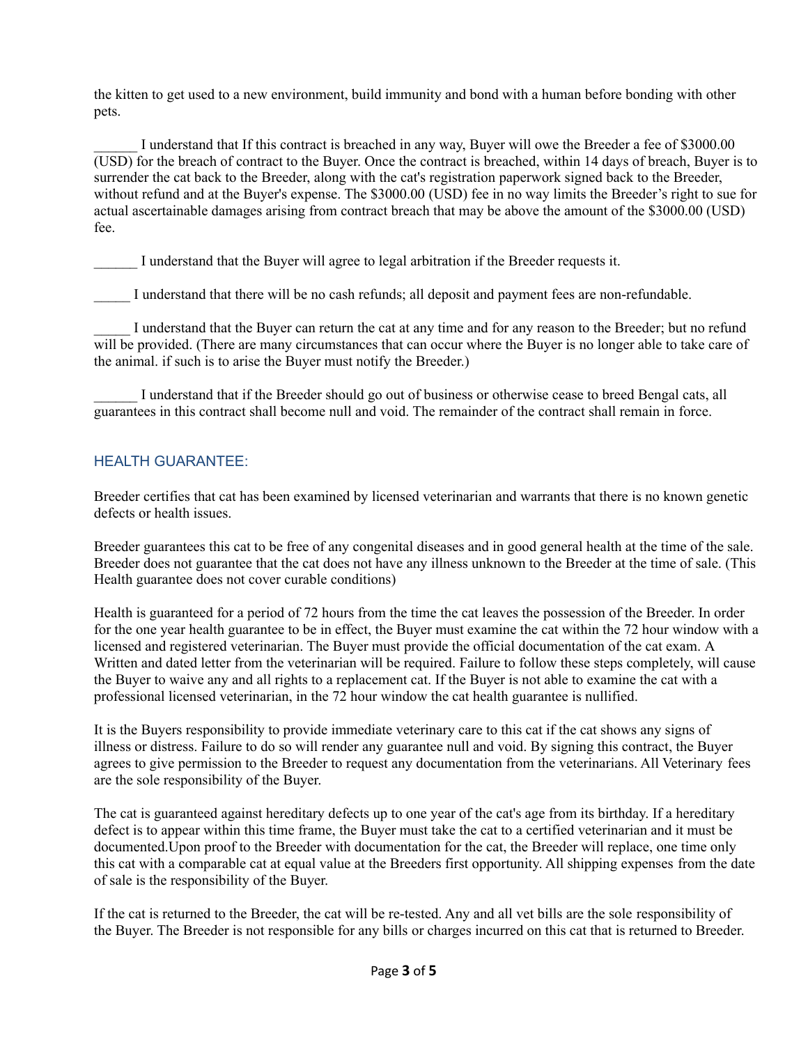the kitten to get used to a new environment, build immunity and bond with a human before bonding with other pets.

______ I understand that If this contract is breached in any way, Buyer will owe the Breeder a fee of $3000.00 (USD) for the breach of contract to the Buyer. Once the contract is breached, within 14 days of breach, Buyer is to surrender the cat back to the Breeder, along with the cat's registration paperwork signed back to the Breeder, without refund and at the Buyer's expense. The $3000.00 (USD) fee in no way limits the Breeder's right to sue for actual ascertainable damages arising from contract breach that may be above the amount of the $3000.00 (USD) fee.

______ I understand that the Buyer will agree to legal arbitration if the Breeder requests it.

_____ I understand that there will be no cash refunds; all deposit and payment fees are non-refundable.

_____ I understand that the Buyer can return the cat at any time and for any reason to the Breeder; but no refund will be provided. (There are many circumstances that can occur where the Buyer is no longer able to take care of the animal. if such is to arise the Buyer must notify the Breeder.)

______ I understand that if the Breeder should go out of business or otherwise cease to breed Bengal cats, all guarantees in this contract shall become null and void. The remainder of the contract shall remain in force.

## HEALTH GUARANTEE:

Breeder certifies that cat has been examined by licensed veterinarian and warrants that there is no known genetic defects or health issues.

Breeder guarantees this cat to be free of any congenital diseases and in good general health at the time of the sale. Breeder does not guarantee that the cat does not have any illness unknown to the Breeder at the time of sale. (This Health guarantee does not cover curable conditions)

Health is guaranteed for a period of 72 hours from the time the cat leaves the possession of the Breeder. In order for the one year health guarantee to be in effect, the Buyer must examine the cat within the 72 hour window with a licensed and registered veterinarian. The Buyer must provide the official documentation of the cat exam. A Written and dated letter from the veterinarian will be required. Failure to follow these steps completely, will cause the Buyer to waive any and all rights to a replacement cat. If the Buyer is not able to examine the cat with a professional licensed veterinarian, in the 72 hour window the cat health guarantee is nullified.

It is the Buyers responsibility to provide immediate veterinary care to this cat if the cat shows any signs of illness or distress. Failure to do so will render any guarantee null and void. By signing this contract, the Buyer agrees to give permission to the Breeder to request any documentation from the veterinarians. All Veterinary fees are the sole responsibility of the Buyer.

The cat is guaranteed against hereditary defects up to one year of the cat's age from its birthday. If a hereditary defect is to appear within this time frame, the Buyer must take the cat to a certified veterinarian and it must be documented.Upon proof to the Breeder with documentation for the cat, the Breeder will replace, one time only this cat with a comparable cat at equal value at the Breeders first opportunity. All shipping expenses from the date of sale is the responsibility of the Buyer.

If the cat is returned to the Breeder, the cat will be re-tested. Any and all vet bills are the sole responsibility of the Buyer. The Breeder is not responsible for any bills or charges incurred on this cat that is returned to Breeder.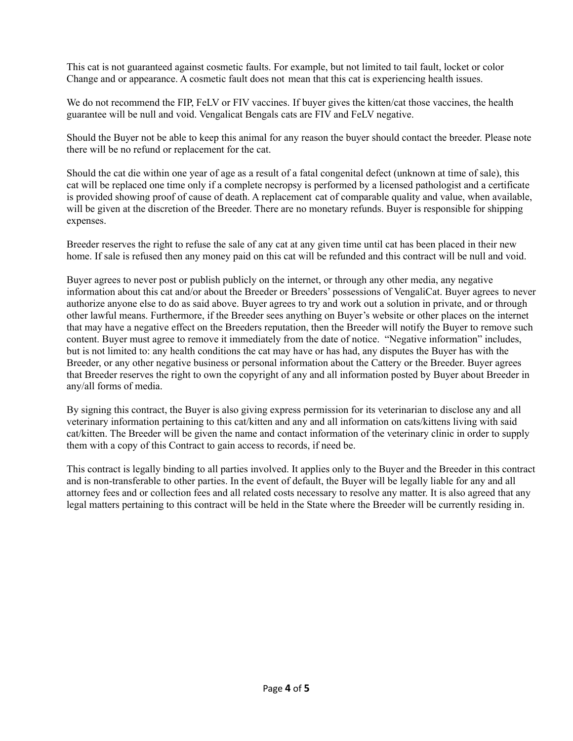This cat is not guaranteed against cosmetic faults. For example, but not limited to tail fault, locket or color Change and or appearance. A cosmetic fault does not mean that this cat is experiencing health issues.

We do not recommend the FIP, FeLV or FIV vaccines. If buyer gives the kitten/cat those vaccines, the health guarantee will be null and void. Vengalicat Bengals cats are FIV and FeLV negative.

Should the Buyer not be able to keep this animal for any reason the buyer should contact the breeder. Please note there will be no refund or replacement for the cat.

Should the cat die within one year of age as a result of a fatal congenital defect (unknown at time of sale), this cat will be replaced one time only if a complete necropsy is performed by a licensed pathologist and a certificate is provided showing proof of cause of death. A replacement cat of comparable quality and value, when available, will be given at the discretion of the Breeder. There are no monetary refunds. Buyer is responsible for shipping expenses.

Breeder reserves the right to refuse the sale of any cat at any given time until cat has been placed in their new home. If sale is refused then any money paid on this cat will be refunded and this contract will be null and void.

Buyer agrees to never post or publish publicly on the internet, or through any other media, any negative information about this cat and/or about the Breeder or Breeders' possessions of VengaliCat. Buyer agrees to never authorize anyone else to do as said above. Buyer agrees to try and work out a solution in private, and or through other lawful means. Furthermore, if the Breeder sees anything on Buyer's website or other places on the internet that may have a negative effect on the Breeders reputation, then the Breeder will notify the Buyer to remove such content. Buyer must agree to remove it immediately from the date of notice. "Negative information" includes, but is not limited to: any health conditions the cat may have or has had, any disputes the Buyer has with the Breeder, or any other negative business or personal information about the Cattery or the Breeder. Buyer agrees that Breeder reserves the right to own the copyright of any and all information posted by Buyer about Breeder in any/all forms of media.

By signing this contract, the Buyer is also giving express permission for its veterinarian to disclose any and all veterinary information pertaining to this cat/kitten and any and all information on cats/kittens living with said cat/kitten. The Breeder will be given the name and contact information of the veterinary clinic in order to supply them with a copy of this Contract to gain access to records, if need be.

This contract is legally binding to all parties involved. It applies only to the Buyer and the Breeder in this contract and is non-transferable to other parties. In the event of default, the Buyer will be legally liable for any and all attorney fees and or collection fees and all related costs necessary to resolve any matter. It is also agreed that any legal matters pertaining to this contract will be held in the State where the Breeder will be currently residing in.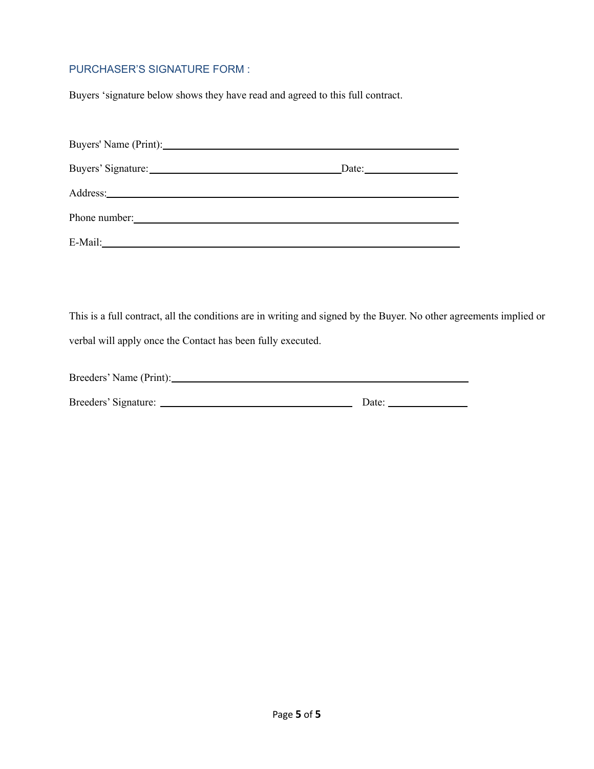## PURCHASER'S SIGNATURE FORM :

Buyers 'signature below shows they have read and agreed to this full contract.

Buyers' Name (Print):\_\_\_\_\_\_\_\_\_\_\_\_\_\_\_\_\_\_\_\_\_\_\_\_\_\_\_\_\_\_\_\_\_\_\_\_\_\_\_\_

Buyers' Signature:\_\_\_\_\_\_\_\_\_\_\_\_\_\_\_\_\_\_\_\_\_\_\_\_\_\_\_\_Date:\_\_\_\_\_\_\_\_\_\_\_\_\_\_

Address:\_\_\_\_\_\_\_\_\_\_\_\_\_\_\_\_\_\_\_\_\_\_\_\_\_\_\_\_\_\_\_\_\_\_\_\_\_\_\_\_\_\_\_\_\_\_\_\_

Phone number:\_\_\_\_\_\_\_\_\_\_\_\_\_\_\_\_\_\_\_\_\_\_\_\_\_\_\_\_\_\_\_\_\_\_\_\_\_\_\_\_\_\_\_

E-Mail:\_\_\_\_\_\_\_\_\_\_\_\_\_\_\_\_\_\_\_\_\_\_\_\_\_\_\_\_\_\_\_\_\_\_\_\_\_\_\_\_\_\_\_\_\_\_\_\_\_

This is a full contract, all the conditions are in writing and signed by the Buyer. No other agreements implied or verbal will apply once the Contact has been fully executed.

Breeders' Name (Print):\_\_\_\_\_\_\_\_\_\_\_\_\_\_\_\_\_\_\_\_\_\_\_\_\_\_\_\_\_\_\_\_\_\_\_\_\_\_\_\_\_

Breeders' Signature: \_\_\_\_\_\_\_\_\_\_\_\_\_\_\_\_\_\_\_\_\_\_\_\_\_\_\_\_ Date: \_\_\_\_\_\_\_\_\_\_\_\_